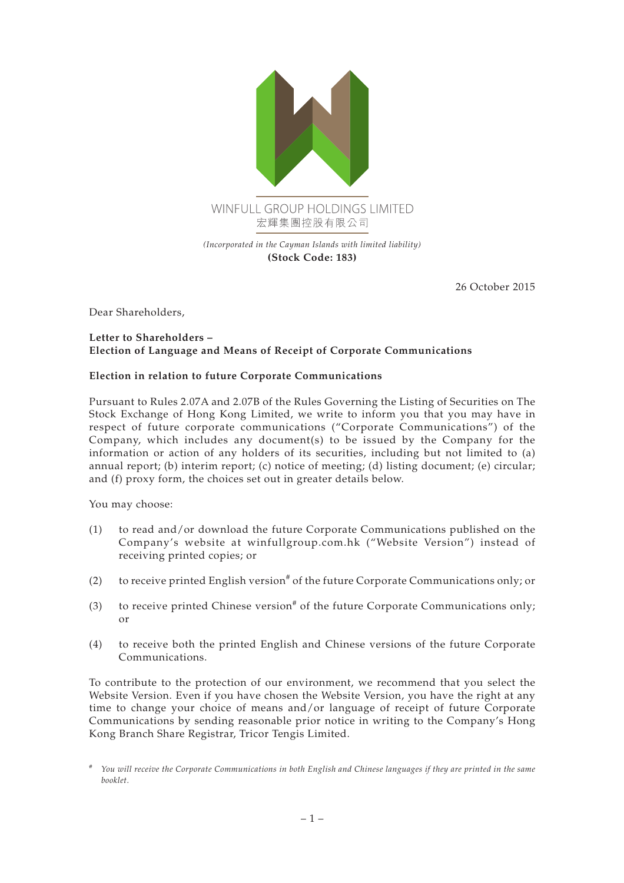WINFULL GROUP HOLDINGS LIMITED
宏輝集團控股有限公司

*(Incorporated in the Cayman Islands with limited liability)*
**(Stock Code: 183)**

26 October 2015

Dear Shareholders,

**Letter to Shareholders –**
**Election of Language and Means of Receipt of Corporate Communications**

**Election in relation to future Corporate Communications**

Pursuant to Rules 2.07A and 2.07B of the Rules Governing the Listing of Securities on The Stock Exchange of Hong Kong Limited, we write to inform you that you may have in respect of future corporate communications ("Corporate Communications") of the Company, which includes any document(s) to be issued by the Company for the information or action of any holders of its securities, including but not limited to (a) annual report; (b) interim report; (c) notice of meeting; (d) listing document; (e) circular; and (f) proxy form, the choices set out in greater details below.

You may choose:

(1) to read and/or download the future Corporate Communications published on the Company's website at winfullgroup.com.hk ("Website Version") instead of receiving printed copies; or

(2) to receive printed English version# of the future Corporate Communications only; or

(3) to receive printed Chinese version# of the future Corporate Communications only; or

(4) to receive both the printed English and Chinese versions of the future Corporate Communications.

To contribute to the protection of our environment, we recommend that you select the Website Version. Even if you have chosen the Website Version, you have the right at any time to change your choice of means and/or language of receipt of future Corporate Communications by sending reasonable prior notice in writing to the Company's Hong Kong Branch Share Registrar, Tricor Tengis Limited.

# *You will receive the Corporate Communications in both English and Chinese languages if they are printed in the same booklet.*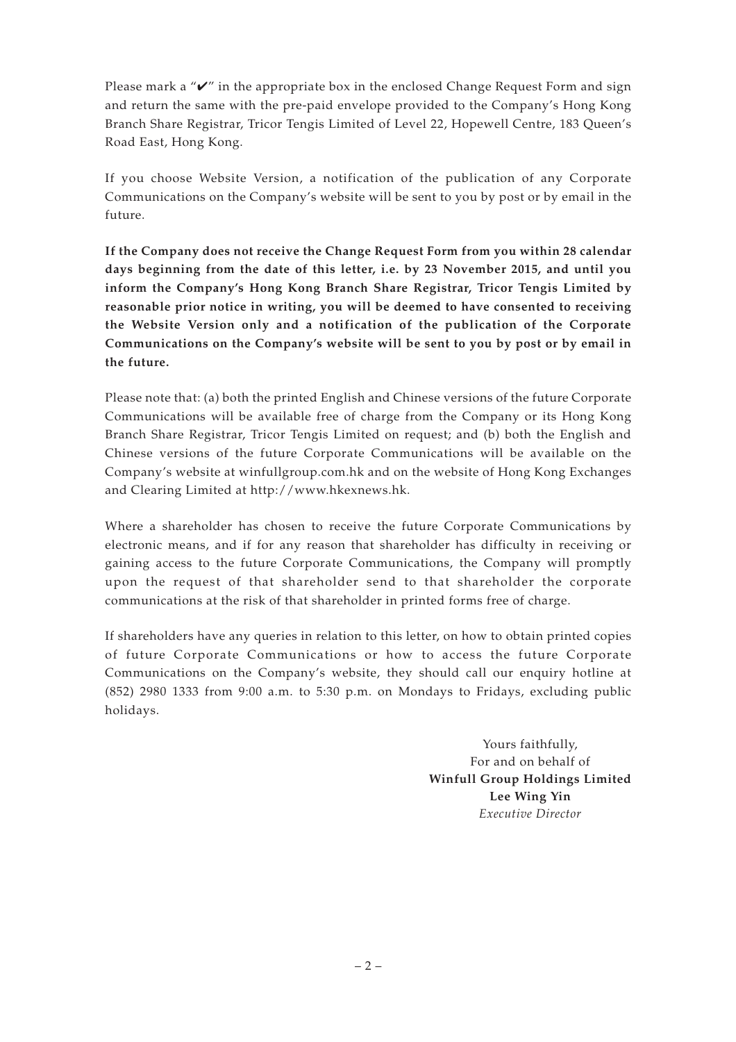Please mark a "✔" in the appropriate box in the enclosed Change Request Form and sign and return the same with the pre-paid envelope provided to the Company's Hong Kong Branch Share Registrar, Tricor Tengis Limited of Level 22, Hopewell Centre, 183 Queen's Road East, Hong Kong.

If you choose Website Version, a notification of the publication of any Corporate Communications on the Company's website will be sent to you by post or by email in the future.

**If the Company does not receive the Change Request Form from you within 28 calendar days beginning from the date of this letter, i.e. by 23 November 2015, and until you inform the Company's Hong Kong Branch Share Registrar, Tricor Tengis Limited by reasonable prior notice in writing, you will be deemed to have consented to receiving the Website Version only and a notification of the publication of the Corporate Communications on the Company's website will be sent to you by post or by email in the future.**

Please note that: (a) both the printed English and Chinese versions of the future Corporate Communications will be available free of charge from the Company or its Hong Kong Branch Share Registrar, Tricor Tengis Limited on request; and (b) both the English and Chinese versions of the future Corporate Communications will be available on the Company's website at winfullgroup.com.hk and on the website of Hong Kong Exchanges and Clearing Limited at http://www.hkexnews.hk.

Where a shareholder has chosen to receive the future Corporate Communications by electronic means, and if for any reason that shareholder has difficulty in receiving or gaining access to the future Corporate Communications, the Company will promptly upon the request of that shareholder send to that shareholder the corporate communications at the risk of that shareholder in printed forms free of charge.

If shareholders have any queries in relation to this letter, on how to obtain printed copies of future Corporate Communications or how to access the future Corporate Communications on the Company's website, they should call our enquiry hotline at (852) 2980 1333 from 9:00 a.m. to 5:30 p.m. on Mondays to Fridays, excluding public holidays.

Yours faithfully,
For and on behalf of
**Winfull Group Holdings Limited**
**Lee Wing Yin**
*Executive Director*